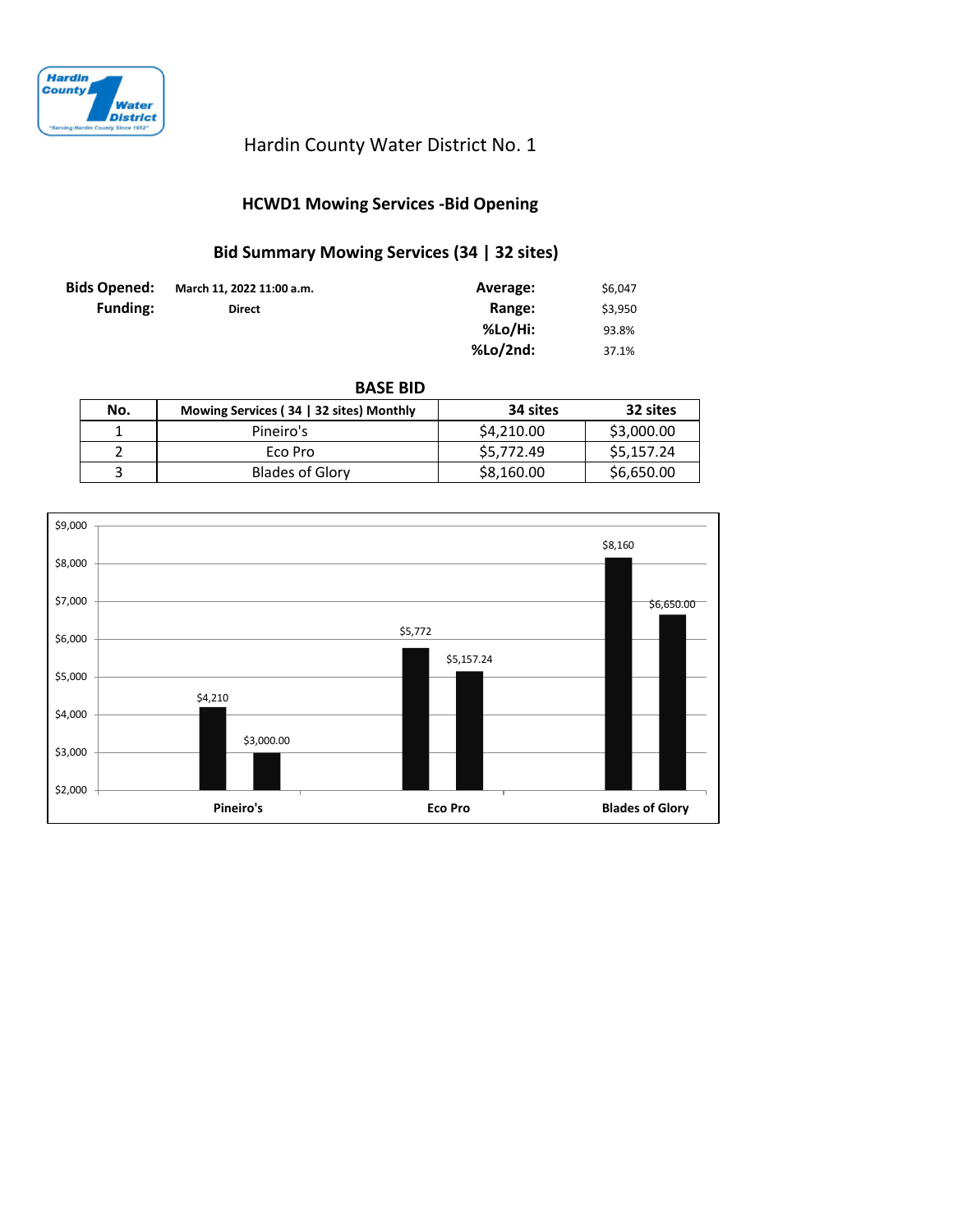Hardin County Water District No. 1

## HCWD1 Mowing Services -Bid Opening

### Bid Summary Mowing Services (34 | 32 sites)

| | | | |
|---|---|---|---|
| **Bids Opened:** | March 11, 2022 11:00 a.m. | **Average:** | $6,047 |
| **Funding:** | Direct | **Range:** | $3,950 |
| | | **%Lo/Hi:** | 93.8% |
| | | **%Lo/2nd:** | 37.1% |

### BASE BID

| No. | Mowing Services ( 34 \| 32 sites) Monthly | 34 sites | 32 sites |
|---|---|---|---|
| 1 | Pineiro's | $4,210.00 | $3,000.00 |
| 2 | Eco Pro | $5,772.49 | $5,157.24 |
| 3 | Blades of Glory | $8,160.00 | $6,650.00 |

| | 34 sites | 32 sites |
|---|---|---|
| Pineiro's | $4,210 | $3,000.00 |
| Eco Pro | $5,772 | $5,157.24 |
| Blades of Glory | $8,160 | $6,650.00 |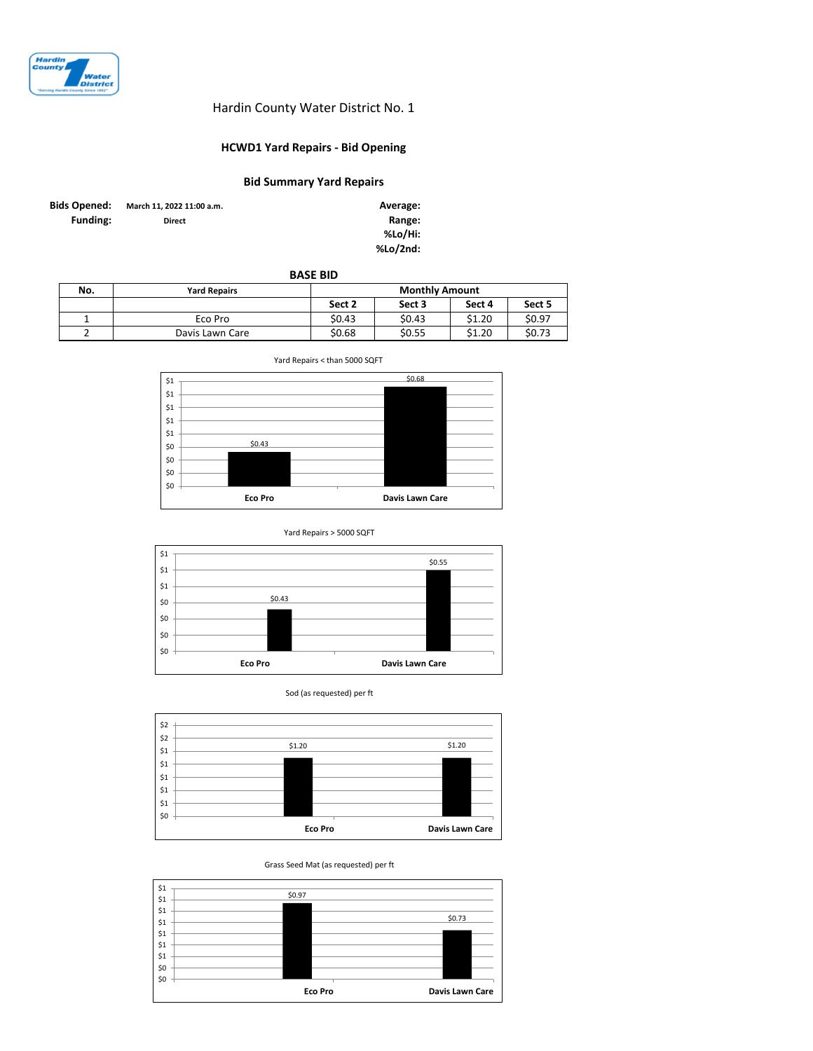Hardin County Water District No. 1

## HCWD1 Yard Repairs - Bid Opening

### Bid Summary Yard Repairs

**Bids Opened:** March 11, 2022 11:00 a.m.
**Funding:** Direct

**Average:**
**Range:**
**%Lo/Hi:**
**%Lo/2nd:**

**BASE BID**

| No. | Yard Repairs | Monthly Amount | | | |
|---|---|---|---|---|---|
| | | Sect 2 | Sect 3 | Sect 4 | Sect 5 |
| 1 | Eco Pro | $0.43 | $0.43 | $1.20 | $0.97 |
| 2 | Davis Lawn Care | $0.68 | $0.55 | $1.20 | $0.73 |

Yard Repairs < than 5000 SQFT

$1
$1
$1
$1
$1
$0
$0
$0
$0

$0.43
$0.68

Eco Pro
Davis Lawn Care

Yard Repairs > 5000 SQFT

$1
$1
$1
$0
$0
$0
$0

$0.43
$0.55

Eco Pro
Davis Lawn Care

Sod (as requested) per ft

$2
$2
$1
$1
$1
$1
$1
$0

$1.20
$1.20

Eco Pro
Davis Lawn Care

Grass Seed Mat (as requested) per ft

$1
$1
$1
$1
$1
$1
$1
$0
$0

$0.97
$0.73

Eco Pro
Davis Lawn Care